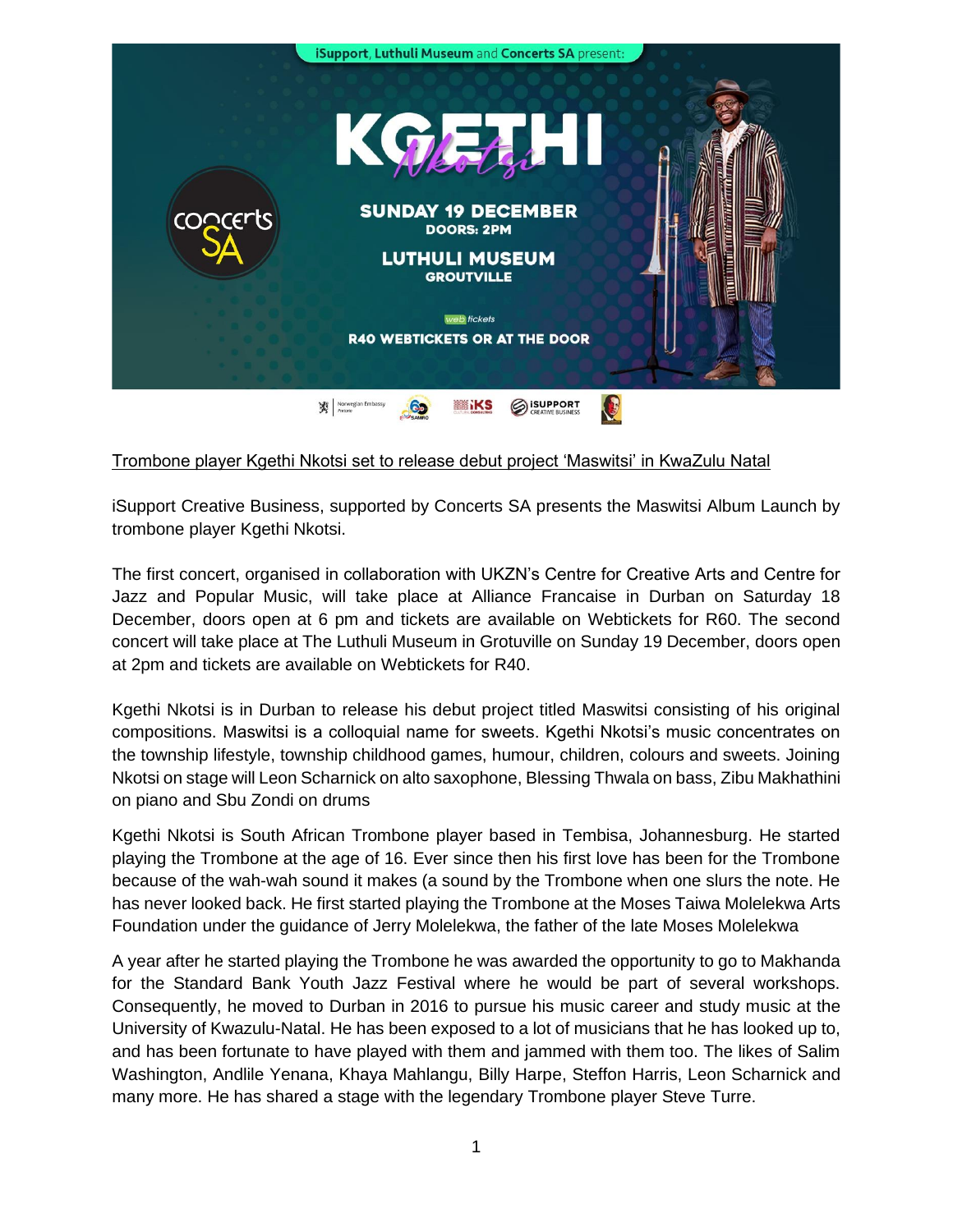iSupport, Luthuli Museum and Concerts SA present:

KGETHI *Nkotsi*

SUNDAY 19 DECEMBER
DOORS: 2PM

LUTHULI MUSEUM
GROUTVILLE

web tickets
R40 WEBTICKETS OR AT THE DOOR

Norwegian Embassy | SAMRO | iKS | iSUPPORT CREATIVE BUSINESS

Trombone player Kgethi Nkotsi set to release debut project 'Maswitsi' in KwaZulu Natal

iSupport Creative Business, supported by Concerts SA presents the Maswitsi Album Launch by trombone player Kgethi Nkotsi.

The first concert, organised in collaboration with UKZN's Centre for Creative Arts and Centre for Jazz and Popular Music, will take place at Alliance Francaise in Durban on Saturday 18 December, doors open at 6 pm and tickets are available on Webtickets for R60. The second concert will take place at The Luthuli Museum in Grotuville on Sunday 19 December, doors open at 2pm and tickets are available on Webtickets for R40.

Kgethi Nkotsi is in Durban to release his debut project titled Maswitsi consisting of his original compositions. Maswitsi is a colloquial name for sweets. Kgethi Nkotsi's music concentrates on the township lifestyle, township childhood games, humour, children, colours and sweets. Joining Nkotsi on stage will Leon Scharnick on alto saxophone, Blessing Thwala on bass, Zibu Makhathini on piano and Sbu Zondi on drums

Kgethi Nkotsi is South African Trombone player based in Tembisa, Johannesburg. He started playing the Trombone at the age of 16. Ever since then his first love has been for the Trombone because of the wah-wah sound it makes (a sound by the Trombone when one slurs the note. He has never looked back. He first started playing the Trombone at the Moses Taiwa Molelekwa Arts Foundation under the guidance of Jerry Molelekwa, the father of the late Moses Molelekwa

A year after he started playing the Trombone he was awarded the opportunity to go to Makhanda for the Standard Bank Youth Jazz Festival where he would be part of several workshops. Consequently, he moved to Durban in 2016 to pursue his music career and study music at the University of Kwazulu-Natal. He has been exposed to a lot of musicians that he has looked up to, and has been fortunate to have played with them and jammed with them too. The likes of Salim Washington, Andlile Yenana, Khaya Mahlangu, Billy Harpe, Steffon Harris, Leon Scharnick and many more. He has shared a stage with the legendary Trombone player Steve Turre.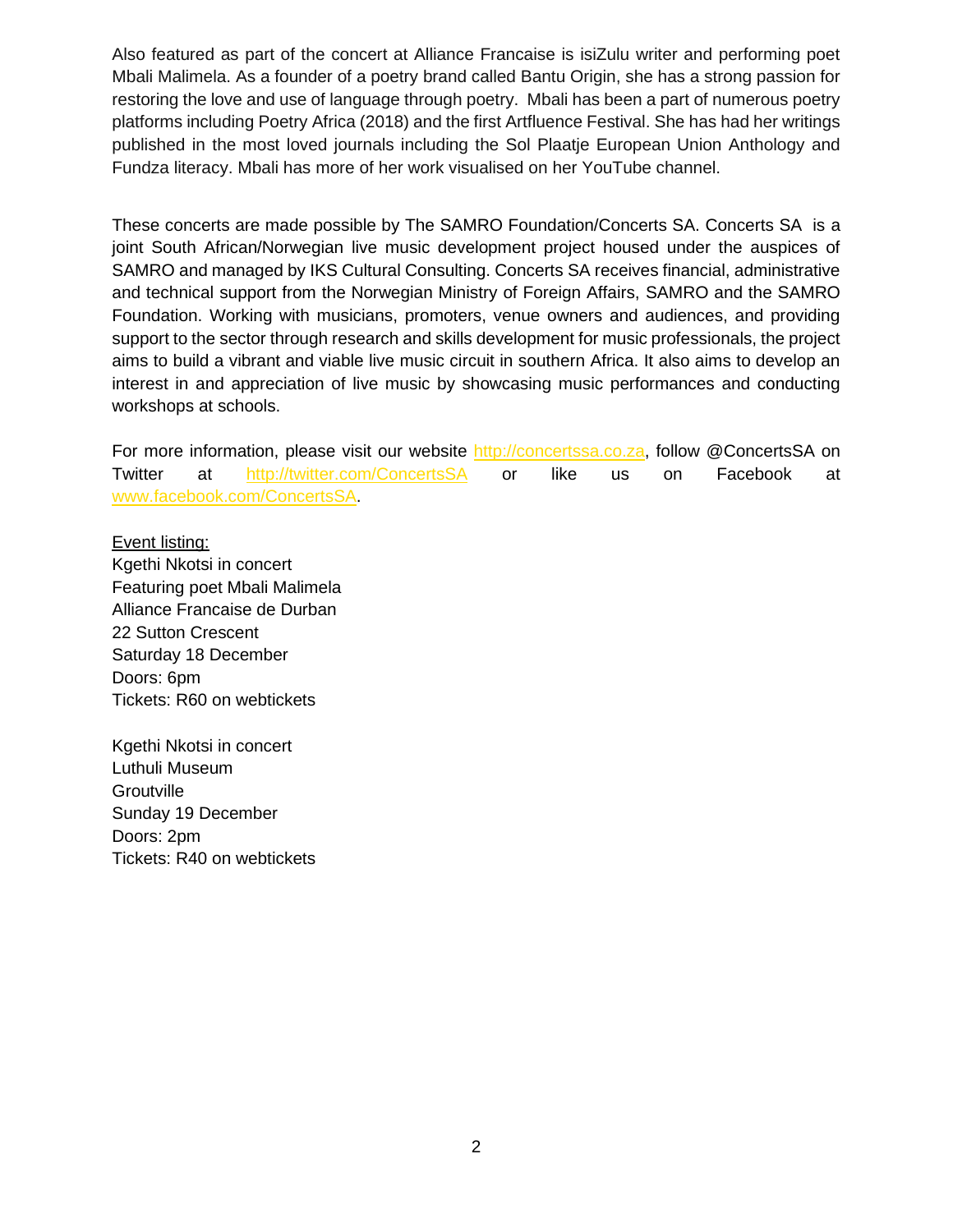Also featured as part of the concert at Alliance Francaise is isiZulu writer and performing poet Mbali Malimela. As a founder of a poetry brand called Bantu Origin, she has a strong passion for restoring the love and use of language through poetry. Mbali has been a part of numerous poetry platforms including Poetry Africa (2018) and the first Artfluence Festival. She has had her writings published in the most loved journals including the Sol Plaatje European Union Anthology and Fundza literacy. Mbali has more of her work visualised on her YouTube channel.

These concerts are made possible by The SAMRO Foundation/Concerts SA. Concerts SA is a joint South African/Norwegian live music development project housed under the auspices of SAMRO and managed by IKS Cultural Consulting. Concerts SA receives financial, administrative and technical support from the Norwegian Ministry of Foreign Affairs, SAMRO and the SAMRO Foundation. Working with musicians, promoters, venue owners and audiences, and providing support to the sector through research and skills development for music professionals, the project aims to build a vibrant and viable live music circuit in southern Africa. It also aims to develop an interest in and appreciation of live music by showcasing music performances and conducting workshops at schools.

For more information, please visit our website [http://concertssa.co.za](http://concertssa.co.za), follow @ConcertsSA on Twitter at [http://twitter.com/ConcertsSA](http://twitter.com/ConcertsSA) or like us on Facebook at [www.facebook.com/ConcertsSA](www.facebook.com/ConcertsSA).

Event listing:

Kgethi Nkotsi in concert
Featuring poet Mbali Malimela
Alliance Francaise de Durban
22 Sutton Crescent
Saturday 18 December
Doors: 6pm
Tickets: R60 on webtickets

Kgethi Nkotsi in concert
Luthuli Museum
Groutville
Sunday 19 December
Doors: 2pm
Tickets: R40 on webtickets